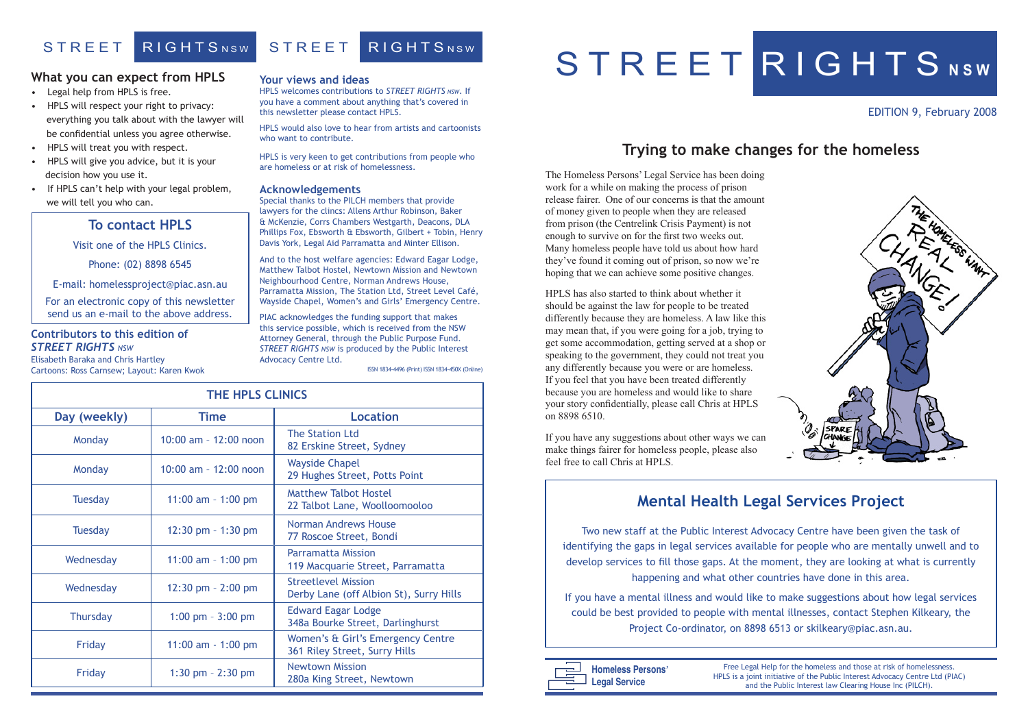# STREET RIGHTS NSW

EDITION 9, February 2008

## Trying to make changes for the homeless

The Homeless Persons' Legal Service has been doing work for a while on making the process of prison release fairer. One of our concerns is that the amount of money given to people when they are released from prison (the Centrelink Crisis Payment) is not enough to survive on for the first two weeks out. Many homeless people have told us about how hard they've found it coming out of prison, so now we're hoping that we can achieve some positive changes.

HPLS has also started to think about whether it should be against the law for people to be treated differently because they are homeless. A law like this may mean that, if you were going for a job, trying to get some accommodation, getting served at a shop or speaking to the government, they could not treat you any differently because you were or are homeless. If you feel that you have been treated differently because you are homeless and would like to share your story confidentially, please call Chris at HPLS on 8898 6510.

If you have any suggestions about other ways we can make things fairer for homeless people, please also feel free to call Chris at HPLS.

## Mental Health Legal Services Project

Two new staff at the Public Interest Advocacy Centre have been given the task of identifying the gaps in legal services available for people who are mentally unwell and to develop services to fill those gaps. At the moment, they are looking at what is currently happening and what other countries have done in this area.

If you have a mental illness and would like to make suggestions about how legal services could be best provided to people with mental illnesses, contact Stephen Kilkeary, the Project Co-ordinator, on 8898 6513 or skilkeary@piac.asn.au.

**Homeless Persons' Legal Service**

Free Legal Help for the homeless and those at risk of homelessness. HPLS is a joint initiative of the Public Interest Advocacy Centre Ltd (PIAC) and the Public Interest law Clearing House Inc (PILCH).

---

### What you can expect from HPLS

- Legal help from HPLS is free.
- HPLS will respect your right to privacy: everything you talk about with the lawyer will be confidential unless you agree otherwise.
- HPLS will treat you with respect.
- HPLS will give you advice, but it is your decision how you use it.
- If HPLS can't help with your legal problem, we will tell you who can.

### To contact HPLS

Visit one of the HPLS Clinics.

Phone: (02) 8898 6545

E-mail: homelessproject@piac.asn.au

For an electronic copy of this newsletter send us an e-mail to the above address.

### Contributors to this edition of *STREET RIGHTS NSW*

Elisabeth Baraka and Chris Hartley
Cartoons: Ross Carnsew; Layout: Karen Kwok

### Your views and ideas

HPLS welcomes contributions to *STREET RIGHTS NSW*. If you have a comment about anything that's covered in this newsletter please contact HPLS.

HPLS would also love to hear from artists and cartoonists who want to contribute.

HPLS is very keen to get contributions from people who are homeless or at risk of homelessness.

### Acknowledgements

Special thanks to the PILCH members that provide lawyers for the clincs: Allens Arthur Robinson, Baker & McKenzie, Corrs Chambers Westgarth, Deacons, DLA Phillips Fox, Ebsworth & Ebsworth, Gilbert + Tobin, Henry Davis York, Legal Aid Parramatta and Minter Ellison.

And to the host welfare agencies: Edward Eagar Lodge, Matthew Talbot Hostel, Newtown Mission and Newtown Neighbourhood Centre, Norman Andrews House, Parramatta Mission, The Station Ltd, Street Level Café, Wayside Chapel, Women's and Girls' Emergency Centre.

PIAC acknowledges the funding support that makes this service possible, which is received from the NSW Attorney General, through the Public Purpose Fund. *STREET RIGHTS NSW* is produced by the Public Interest Advocacy Centre Ltd.

ISSN 1834-4496 (Print) ISSN 1834-450X (Online)

### THE HPLS CLINICS

| Day (weekly) | Time | Location |
|---|---|---|
| Monday | 10:00 am – 12:00 noon | The Station Ltd<br>82 Erskine Street, Sydney |
| Monday | 10:00 am – 12:00 noon | Wayside Chapel<br>29 Hughes Street, Potts Point |
| Tuesday | 11:00 am - 1:00 pm | Matthew Talbot Hostel<br>22 Talbot Lane, Woolloomooloo |
| Tuesday | 12:30 pm – 1:30 pm | Norman Andrews House<br>77 Roscoe Street, Bondi |
| Wednesday | 11:00 am - 1:00 pm | Parramatta Mission<br>119 Macquarie Street, Parramatta |
| Wednesday | 12:30 pm – 2:00 pm | Streetlevel Mission<br>Derby Lane (off Albion St), Surry Hills |
| Thursday | 1:00 pm – 3:00 pm | Edward Eagar Lodge<br>348a Bourke Street, Darlinghurst |
| Friday | 11:00 am - 1:00 pm | Women's & Girl's Emergency Centre<br>361 Riley Street, Surry Hills |
| Friday | 1:30 pm – 2:30 pm | Newtown Mission<br>280a King Street, Newtown |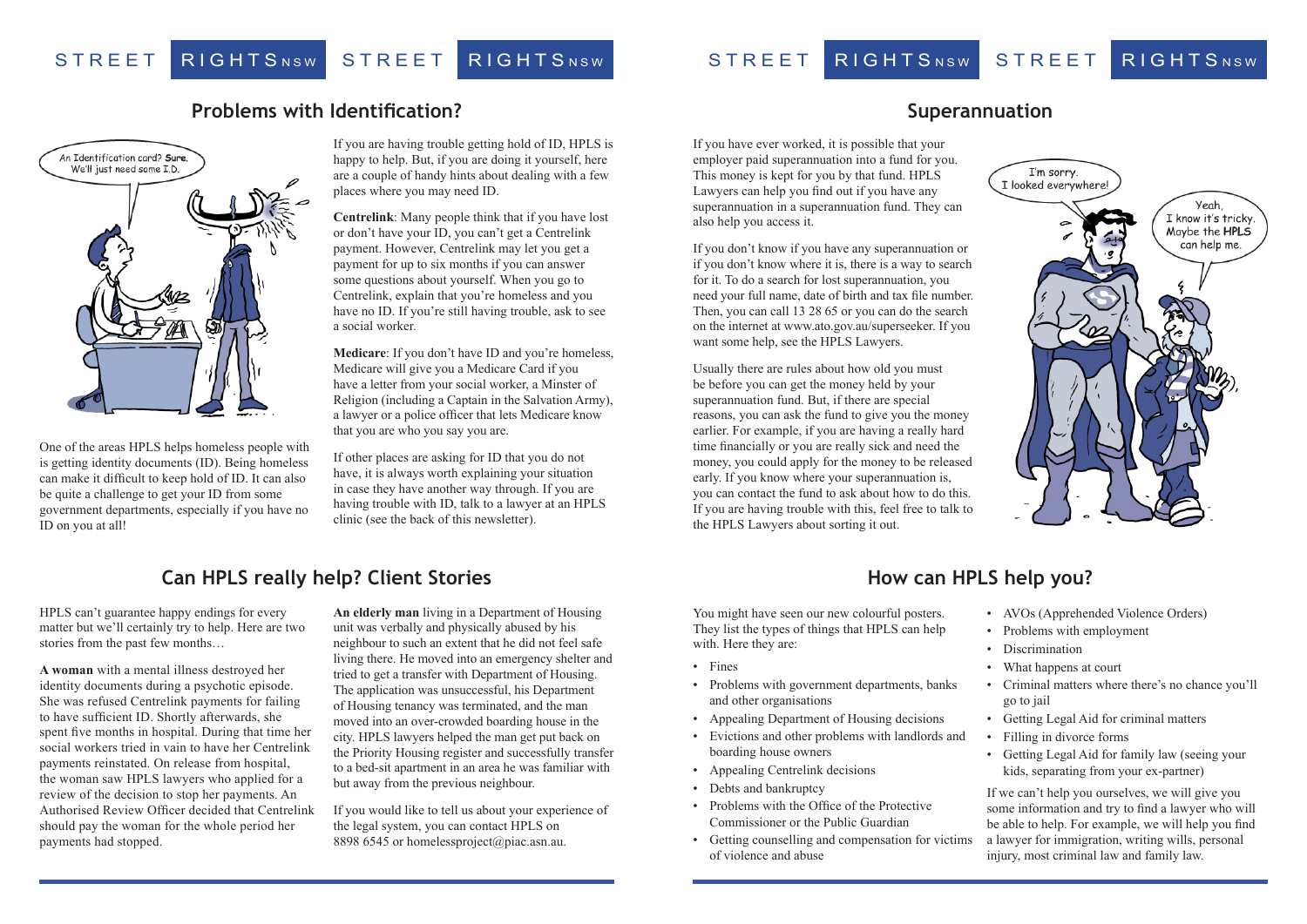## Problems with Identification?

One of the areas HPLS helps homeless people with is getting identity documents (ID). Being homeless can make it difficult to keep hold of ID. It can also be quite a challenge to get your ID from some government departments, especially if you have no ID on you at all!

If you are having trouble getting hold of ID, HPLS is happy to help. But, if you are doing it yourself, here are a couple of handy hints about dealing with a few places where you may need ID.

**Centrelink**: Many people think that if you have lost or don't have your ID, you can't get a Centrelink payment. However, Centrelink may let you get a payment for up to six months if you can answer some questions about yourself. When you go to Centrelink, explain that you're homeless and you have no ID. If you're still having trouble, ask to see a social worker.

**Medicare**: If you don't have ID and you're homeless, Medicare will give you a Medicare Card if you have a letter from your social worker, a Minster of Religion (including a Captain in the Salvation Army), a lawyer or a police officer that lets Medicare know that you are who you say you are.

If other places are asking for ID that you do not have, it is always worth explaining your situation in case they have another way through. If you are having trouble with ID, talk to a lawyer at an HPLS clinic (see the back of this newsletter).

## Can HPLS really help? Client Stories

HPLS can't guarantee happy endings for every matter but we'll certainly try to help. Here are two stories from the past few months…

**A woman** with a mental illness destroyed her identity documents during a psychotic episode. She was refused Centrelink payments for failing to have sufficient ID. Shortly afterwards, she spent five months in hospital. During that time her social workers tried in vain to have her Centrelink payments reinstated. On release from hospital, the woman saw HPLS lawyers who applied for a review of the decision to stop her payments. An Authorised Review Officer decided that Centrelink should pay the woman for the whole period her payments had stopped.

**An elderly man** living in a Department of Housing unit was verbally and physically abused by his neighbour to such an extent that he did not feel safe living there. He moved into an emergency shelter and tried to get a transfer with Department of Housing. The application was unsuccessful, his Department of Housing tenancy was terminated, and the man moved into an over-crowded boarding house in the city. HPLS lawyers helped the man get put back on the Priority Housing register and successfully transfer to a bed-sit apartment in an area he was familiar with but away from the previous neighbour.

If you would like to tell us about your experience of the legal system, you can contact HPLS on 8898 6545 or homelessproject@piac.asn.au.

## Superannuation

If you have ever worked, it is possible that your employer paid superannuation into a fund for you. This money is kept for you by that fund. HPLS Lawyers can help you find out if you have any superannuation in a superannuation fund. They can also help you access it.

If you don't know if you have any superannuation or if you don't know where it is, there is a way to search for it. To do a search for lost superannuation, you need your full name, date of birth and tax file number. Then, you can call 13 28 65 or you can do the search on the internet at www.ato.gov.au/superseeker. If you want some help, see the HPLS Lawyers.

Usually there are rules about how old you must be before you can get the money held by your superannuation fund. But, if there are special reasons, you can ask the fund to give you the money earlier. For example, if you are having a really hard time financially or you are really sick and need the money, you could apply for the money to be released early. If you know where your superannuation is, you can contact the fund to ask about how to do this. If you are having trouble with this, feel free to talk to the HPLS Lawyers about sorting it out.

## How can HPLS help you?

You might have seen our new colourful posters. They list the types of things that HPLS can help with. Here they are:

- Fines
- Problems with government departments, banks and other organisations
- Appealing Department of Housing decisions
- Evictions and other problems with landlords and boarding house owners
- Appealing Centrelink decisions
- Debts and bankruptcy
- Problems with the Office of the Protective Commissioner or the Public Guardian
- Getting counselling and compensation for victims of violence and abuse
- AVOs (Apprehended Violence Orders)
- Problems with employment
- Discrimination
- What happens at court
- Criminal matters where there's no chance you'll go to jail
- Getting Legal Aid for criminal matters
- Filling in divorce forms
- Getting Legal Aid for family law (seeing your kids, separating from your ex-partner)

If we can't help you ourselves, we will give you some information and try to find a lawyer who will be able to help. For example, we will help you find a lawyer for immigration, writing wills, personal injury, most criminal law and family law.